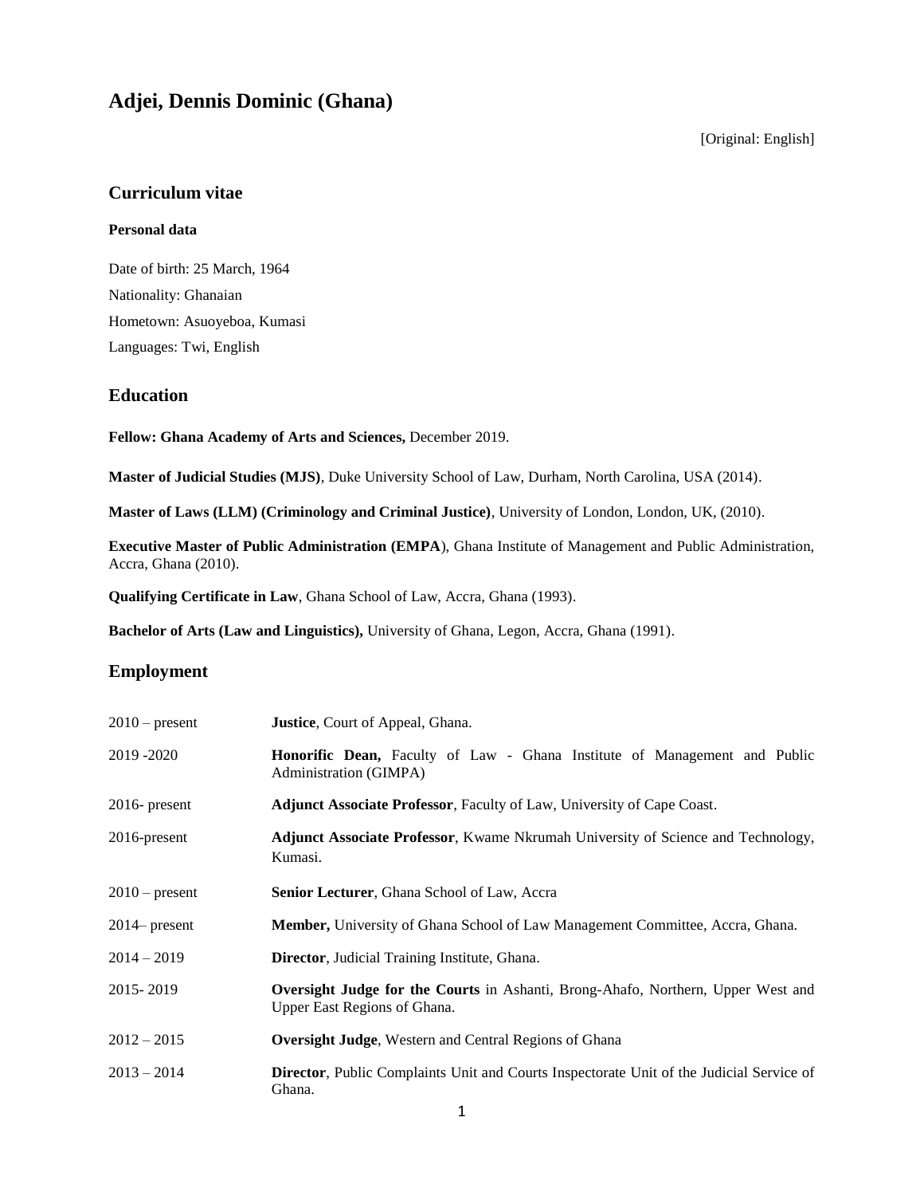# Adjei, Dennis Dominic (Ghana)

[Original: English]

## Curriculum vitae

### Personal data

Date of birth: 25 March, 1964

Nationality: Ghanaian

Hometown: Asuoyeboa, Kumasi

Languages: Twi, English

## Education

**Fellow: Ghana Academy of Arts and Sciences,** December 2019.

**Master of Judicial Studies (MJS)**, Duke University School of Law, Durham, North Carolina, USA (2014).

**Master of Laws (LLM) (Criminology and Criminal Justice)**, University of London, London, UK, (2010).

**Executive Master of Public Administration (EMPA**), Ghana Institute of Management and Public Administration, Accra, Ghana (2010).

**Qualifying Certificate in Law**, Ghana School of Law, Accra, Ghana (1993).

**Bachelor of Arts (Law and Linguistics),** University of Ghana, Legon, Accra, Ghana (1991).

## Employment

| | |
|---|---|
| 2010 – present | **Justice**, Court of Appeal, Ghana. |
| 2019 -2020 | **Honorific Dean,** Faculty of Law - Ghana Institute of Management and Public Administration (GIMPA) |
| 2016- present | **Adjunct Associate Professor**, Faculty of Law, University of Cape Coast. |
| 2016-present | **Adjunct Associate Professor**, Kwame Nkrumah University of Science and Technology, Kumasi. |
| 2010 – present | **Senior Lecturer**, Ghana School of Law, Accra |
| 2014– present | **Member,** University of Ghana School of Law Management Committee, Accra, Ghana. |
| 2014 – 2019 | **Director**, Judicial Training Institute, Ghana. |
| 2015- 2019 | **Oversight Judge for the Courts** in Ashanti, Brong-Ahafo, Northern, Upper West and Upper East Regions of Ghana. |
| 2012 – 2015 | **Oversight Judge**, Western and Central Regions of Ghana |
| 2013 – 2014 | **Director**, Public Complaints Unit and Courts Inspectorate Unit of the Judicial Service of Ghana. |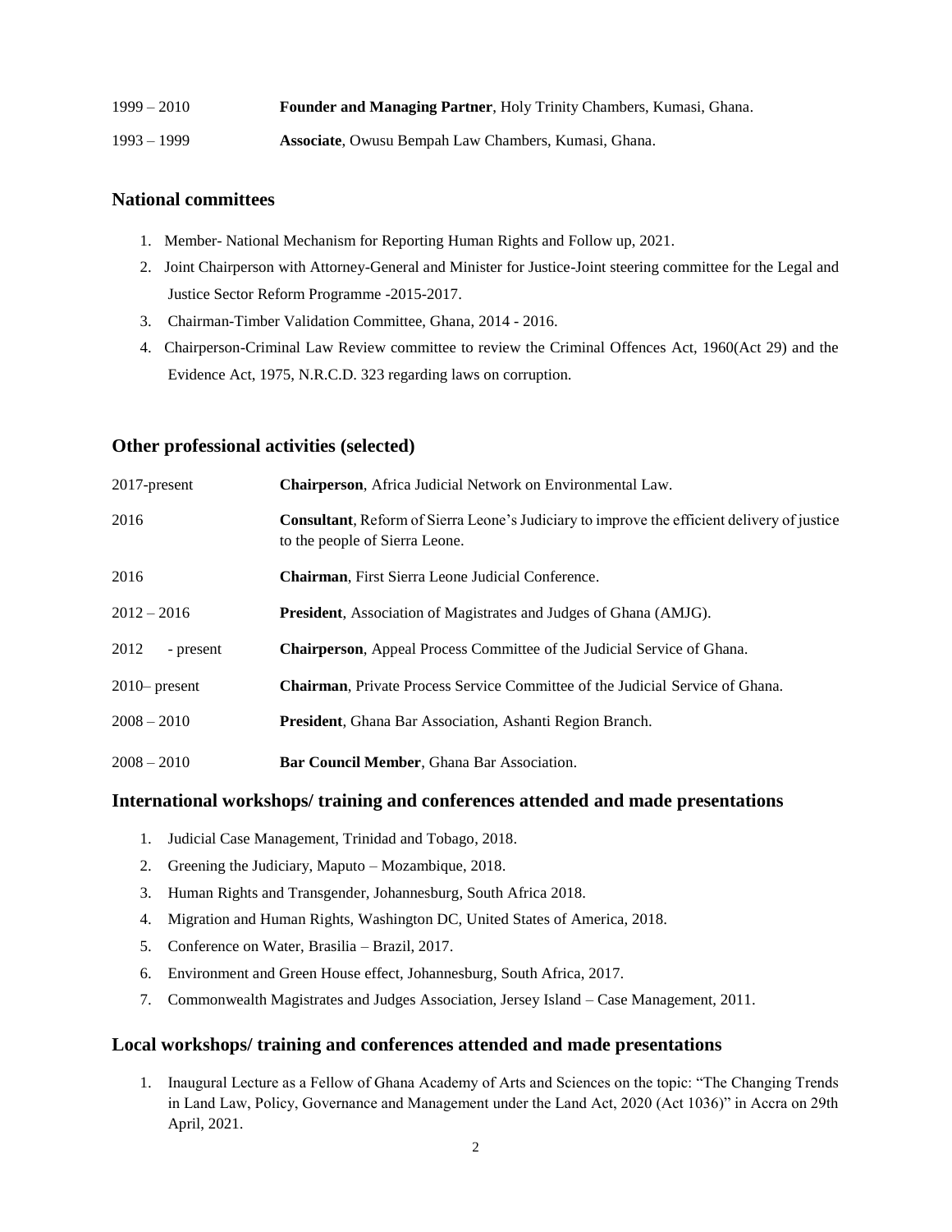| | |
|---|---|
| 1999 – 2010 | **Founder and Managing Partner**, Holy Trinity Chambers, Kumasi, Ghana. |
| 1993 – 1999 | **Associate**, Owusu Bempah Law Chambers, Kumasi, Ghana. |

## National committees

1. Member- National Mechanism for Reporting Human Rights and Follow up, 2021.
2. Joint Chairperson with Attorney-General and Minister for Justice-Joint steering committee for the Legal and Justice Sector Reform Programme -2015-2017.
3. Chairman-Timber Validation Committee, Ghana, 2014 - 2016.
4. Chairperson-Criminal Law Review committee to review the Criminal Offences Act, 1960(Act 29) and the Evidence Act, 1975, N.R.C.D. 323 regarding laws on corruption.

## Other professional activities (selected)

| | |
|---|---|
| 2017-present | **Chairperson**, Africa Judicial Network on Environmental Law. |
| 2016 | **Consultant**, Reform of Sierra Leone's Judiciary to improve the efficient delivery of justice to the people of Sierra Leone. |
| 2016 | **Chairman**, First Sierra Leone Judicial Conference. |
| 2012 – 2016 | **President**, Association of Magistrates and Judges of Ghana (AMJG). |
| 2012 - present | **Chairperson**, Appeal Process Committee of the Judicial Service of Ghana. |
| 2010– present | **Chairman**, Private Process Service Committee of the Judicial Service of Ghana. |
| 2008 – 2010 | **President**, Ghana Bar Association, Ashanti Region Branch. |
| 2008 – 2010 | **Bar Council Member**, Ghana Bar Association. |

## International workshops/ training and conferences attended and made presentations

1. Judicial Case Management, Trinidad and Tobago, 2018.
2. Greening the Judiciary, Maputo – Mozambique, 2018.
3. Human Rights and Transgender, Johannesburg, South Africa 2018.
4. Migration and Human Rights, Washington DC, United States of America, 2018.
5. Conference on Water, Brasilia – Brazil, 2017.
6. Environment and Green House effect, Johannesburg, South Africa, 2017.
7. Commonwealth Magistrates and Judges Association, Jersey Island – Case Management, 2011.

## Local workshops/ training and conferences attended and made presentations

1. Inaugural Lecture as a Fellow of Ghana Academy of Arts and Sciences on the topic: "The Changing Trends in Land Law, Policy, Governance and Management under the Land Act, 2020 (Act 1036)" in Accra on 29th April, 2021.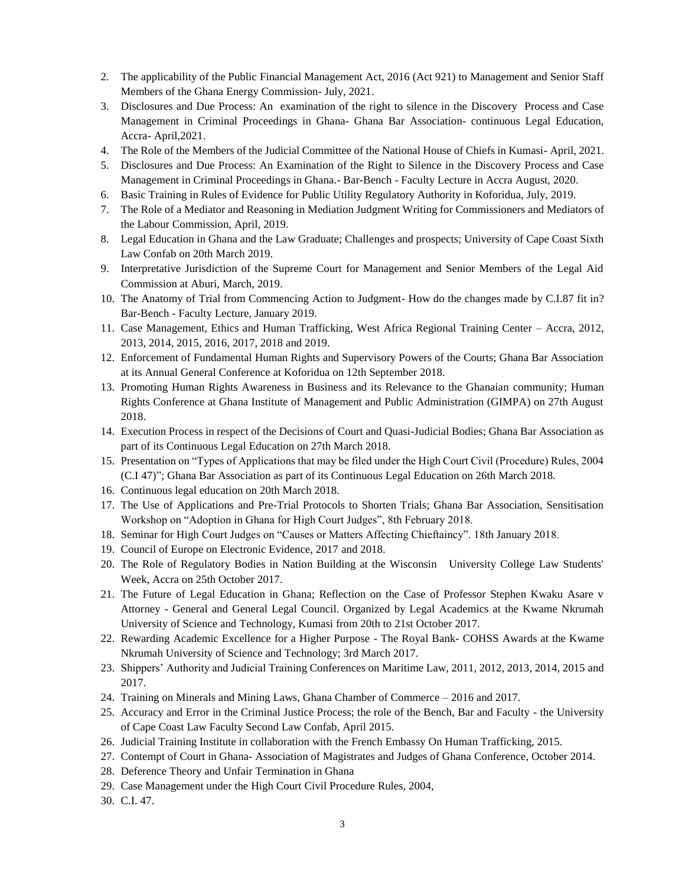2. The applicability of the Public Financial Management Act, 2016 (Act 921) to Management and Senior Staff Members of the Ghana Energy Commission- July, 2021.
3. Disclosures and Due Process: An examination of the right to silence in the Discovery Process and Case Management in Criminal Proceedings in Ghana- Ghana Bar Association- continuous Legal Education, Accra- April,2021.
4. The Role of the Members of the Judicial Committee of the National House of Chiefs in Kumasi- April, 2021.
5. Disclosures and Due Process: An Examination of the Right to Silence in the Discovery Process and Case Management in Criminal Proceedings in Ghana.- Bar-Bench - Faculty Lecture in Accra August, 2020.
6. Basic Training in Rules of Evidence for Public Utility Regulatory Authority in Koforidua, July, 2019.
7. The Role of a Mediator and Reasoning in Mediation Judgment Writing for Commissioners and Mediators of the Labour Commission, April, 2019.
8. Legal Education in Ghana and the Law Graduate; Challenges and prospects; University of Cape Coast Sixth Law Confab on 20th March 2019.
9. Interpretative Jurisdiction of the Supreme Court for Management and Senior Members of the Legal Aid Commission at Aburi, March, 2019.
10. The Anatomy of Trial from Commencing Action to Judgment- How do the changes made by C.I.87 fit in? Bar-Bench - Faculty Lecture, January 2019.
11. Case Management, Ethics and Human Trafficking, West Africa Regional Training Center – Accra, 2012, 2013, 2014, 2015, 2016, 2017, 2018 and 2019.
12. Enforcement of Fundamental Human Rights and Supervisory Powers of the Courts; Ghana Bar Association at its Annual General Conference at Koforidua on 12th September 2018.
13. Promoting Human Rights Awareness in Business and its Relevance to the Ghanaian community; Human Rights Conference at Ghana Institute of Management and Public Administration (GIMPA) on 27th August 2018.
14. Execution Process in respect of the Decisions of Court and Quasi-Judicial Bodies; Ghana Bar Association as part of its Continuous Legal Education on 27th March 2018.
15. Presentation on "Types of Applications that may be filed under the High Court Civil (Procedure) Rules, 2004 (C.I 47)"; Ghana Bar Association as part of its Continuous Legal Education on 26th March 2018.
16. Continuous legal education on 20th March 2018.
17. The Use of Applications and Pre-Trial Protocols to Shorten Trials; Ghana Bar Association, Sensitisation Workshop on "Adoption in Ghana for High Court Judges", 8th February 2018.
18. Seminar for High Court Judges on "Causes or Matters Affecting Chieftaincy". 18th January 2018.
19. Council of Europe on Electronic Evidence, 2017 and 2018.
20. The Role of Regulatory Bodies in Nation Building at the Wisconsin University College Law Students' Week, Accra on 25th October 2017.
21. The Future of Legal Education in Ghana; Reflection on the Case of Professor Stephen Kwaku Asare v Attorney - General and General Legal Council. Organized by Legal Academics at the Kwame Nkrumah University of Science and Technology, Kumasi from 20th to 21st October 2017.
22. Rewarding Academic Excellence for a Higher Purpose - The Royal Bank- COHSS Awards at the Kwame Nkrumah University of Science and Technology; 3rd March 2017.
23. Shippers' Authority and Judicial Training Conferences on Maritime Law, 2011, 2012, 2013, 2014, 2015 and 2017.
24. Training on Minerals and Mining Laws, Ghana Chamber of Commerce – 2016 and 2017.
25. Accuracy and Error in the Criminal Justice Process; the role of the Bench, Bar and Faculty - the University of Cape Coast Law Faculty Second Law Confab, April 2015.
26. Judicial Training Institute in collaboration with the French Embassy On Human Trafficking, 2015.
27. Contempt of Court in Ghana- Association of Magistrates and Judges of Ghana Conference, October 2014.
28. Deference Theory and Unfair Termination in Ghana
29. Case Management under the High Court Civil Procedure Rules, 2004,
30. C.I. 47.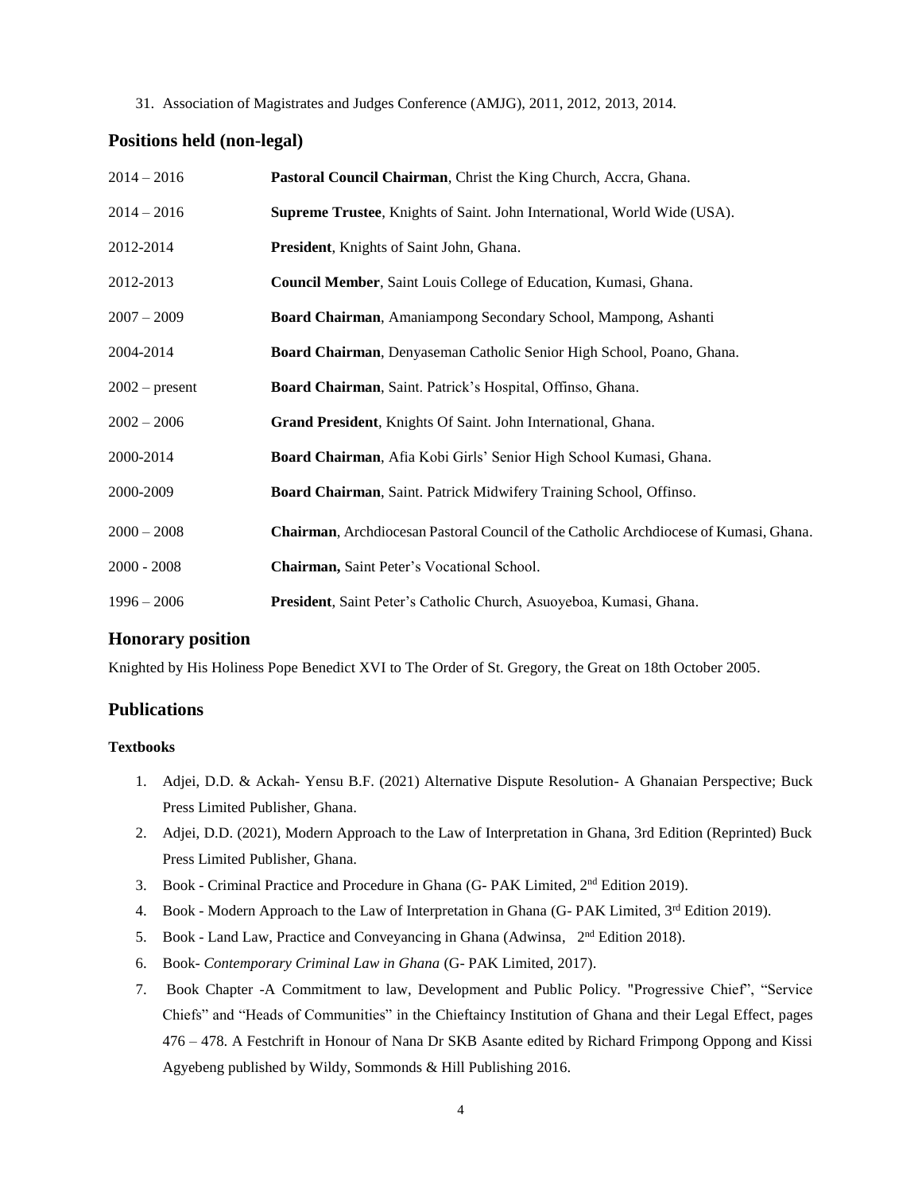31. Association of Magistrates and Judges Conference (AMJG), 2011, 2012, 2013, 2014.

## Positions held (non-legal)

| | |
|---|---|
| 2014 – 2016 | **Pastoral Council Chairman**, Christ the King Church, Accra, Ghana. |
| 2014 – 2016 | **Supreme Trustee**, Knights of Saint. John International, World Wide (USA). |
| 2012-2014 | **President**, Knights of Saint John, Ghana. |
| 2012-2013 | **Council Member**, Saint Louis College of Education, Kumasi, Ghana. |
| 2007 – 2009 | **Board Chairman**, Amaniampong Secondary School, Mampong, Ashanti |
| 2004-2014 | **Board Chairman**, Denyaseman Catholic Senior High School, Poano, Ghana. |
| 2002 – present | **Board Chairman**, Saint. Patrick's Hospital, Offinso, Ghana. |
| 2002 – 2006 | **Grand President**, Knights Of Saint. John International, Ghana. |
| 2000-2014 | **Board Chairman**, Afia Kobi Girls' Senior High School Kumasi, Ghana. |
| 2000-2009 | **Board Chairman**, Saint. Patrick Midwifery Training School, Offinso. |
| 2000 – 2008 | **Chairman**, Archdiocesan Pastoral Council of the Catholic Archdiocese of Kumasi, Ghana. |
| 2000 - 2008 | **Chairman,** Saint Peter's Vocational School. |
| 1996 – 2006 | **President**, Saint Peter's Catholic Church, Asuoyeboa, Kumasi, Ghana. |

## Honorary position

Knighted by His Holiness Pope Benedict XVI to The Order of St. Gregory, the Great on 18th October 2005.

## Publications

#### Textbooks

1. Adjei, D.D. & Ackah- Yensu B.F. (2021) Alternative Dispute Resolution- A Ghanaian Perspective; Buck Press Limited Publisher, Ghana.
2. Adjei, D.D. (2021), Modern Approach to the Law of Interpretation in Ghana, 3rd Edition (Reprinted) Buck Press Limited Publisher, Ghana.
3. Book - Criminal Practice and Procedure in Ghana (G- PAK Limited, 2nd Edition 2019).
4. Book - Modern Approach to the Law of Interpretation in Ghana (G- PAK Limited, 3rd Edition 2019).
5. Book - Land Law, Practice and Conveyancing in Ghana (Adwinsa, 2nd Edition 2018).
6. Book- *Contemporary Criminal Law in Ghana* (G- PAK Limited, 2017).
7. Book Chapter -A Commitment to law, Development and Public Policy. "Progressive Chief", "Service Chiefs" and "Heads of Communities" in the Chieftaincy Institution of Ghana and their Legal Effect, pages 476 – 478. A Festchrift in Honour of Nana Dr SKB Asante edited by Richard Frimpong Oppong and Kissi Agyebeng published by Wildy, Sommonds & Hill Publishing 2016.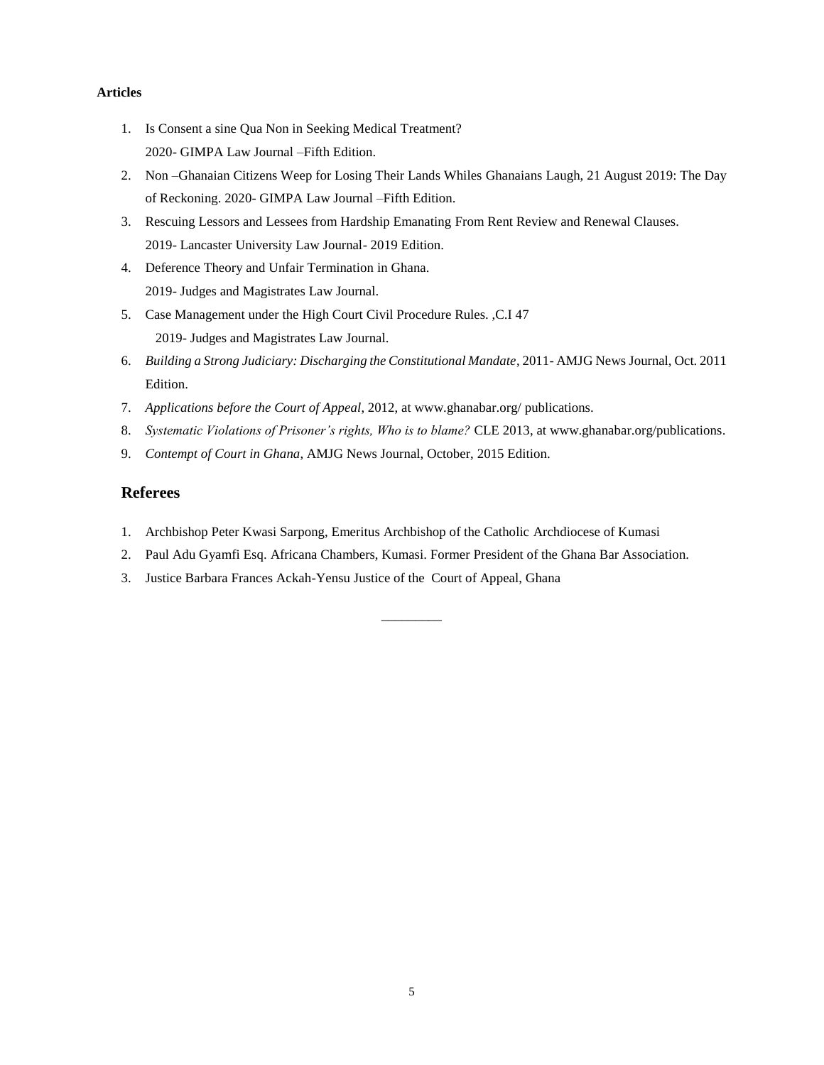**Articles**

1. Is Consent a sine Qua Non in Seeking Medical Treatment?
   2020- GIMPA Law Journal –Fifth Edition.
2. Non –Ghanaian Citizens Weep for Losing Their Lands Whiles Ghanaians Laugh, 21 August 2019: The Day of Reckoning. 2020- GIMPA Law Journal –Fifth Edition.
3. Rescuing Lessors and Lessees from Hardship Emanating From Rent Review and Renewal Clauses.
   2019- Lancaster University Law Journal- 2019 Edition.
4. Deference Theory and Unfair Termination in Ghana.
   2019- Judges and Magistrates Law Journal.
5. Case Management under the High Court Civil Procedure Rules. ,C.I 47
   2019- Judges and Magistrates Law Journal.
6. *Building a Strong Judiciary: Discharging the Constitutional Mandate*, 2011- AMJG News Journal, Oct. 2011 Edition.
7. *Applications before the Court of Appeal*, 2012, at www.ghanabar.org/ publications.
8. *Systematic Violations of Prisoner's rights, Who is to blame?* CLE 2013, at www.ghanabar.org/publications.
9. *Contempt of Court in Ghana*, AMJG News Journal, October, 2015 Edition.

## Referees

1. Archbishop Peter Kwasi Sarpong, Emeritus Archbishop of the Catholic Archdiocese of Kumasi
2. Paul Adu Gyamfi Esq. Africana Chambers, Kumasi. Former President of the Ghana Bar Association.
3. Justice Barbara Frances Ackah-Yensu Justice of the Court of Appeal, Ghana

________